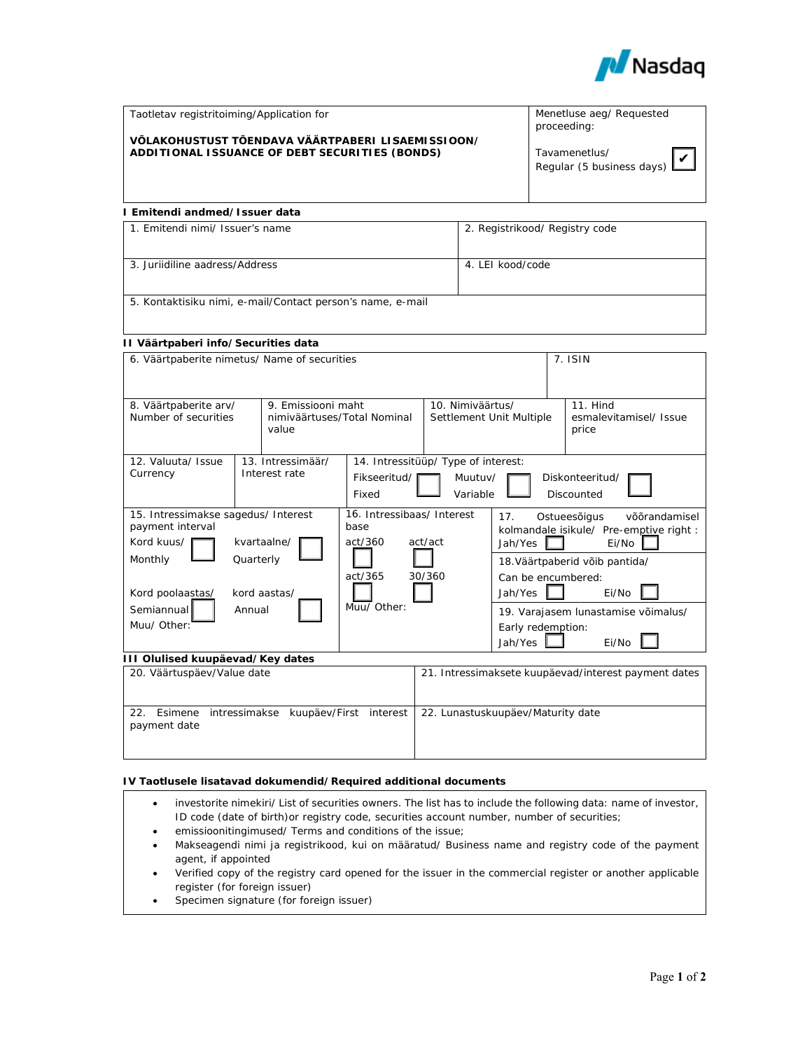| Taotletav registritoiming/Application for<br><br>**VÕLAKOHUSTUST TÕENDAVA VÄÄRTPABERI LISAEMISSIOON/ ADDITIONAL ISSUANCE OF DEBT SECURITIES (BONDS)** | Menetluse aeg/ Requested proceeding:<br><br>Tavamenetlus/ Regular (5 business days) ☑ |
|---|---|

**I Emitendi andmed/Issuer data**

| 1. Emitendi nimi/ Issuer's name | 2. Registrikood/ Registry code |
|---|---|
| 3. Juriidiline aadress/Address | 4. LEI kood/code |
| 5. Kontaktisiku nimi, e-mail/Contact person's name, e-mail | |

**II Väärtpaberi info/Securities data**

| 6. Väärtpaberite nimetus/ Name of securities | | | 7. ISIN |
|---|---|---|---|
| 8. Väärtpaberite arv/ Number of securities | 9. Emissiooni maht nimiväärtuses/Total Nominal value | 10. Nimiväärtus/ Settlement Unit Multiple | 11. Hind esmalevitamisel/ Issue price |
| 12. Valuuta/ Issue Currency | 13. Intressimäär/ Interest rate | 14. Intressitüüp/ Type of interest: Fikseeritud/ Fixed ☐ Muutuv/ Variable ☐ Diskonteeritud/ Discounted ☐ | |
| 15. Intressimakse sagedus/ Interest payment interval<br>Kord kuus/ Monthly ☐ kvartaalne/ Quarterly ☐<br>Kord poolaastas/ Semiannual ☐ kord aastas/ Annual ☐<br>Muu/ Other: | 16. Intressibaas/ Interest base<br>act/360 ☐ act/act ☐<br>act/365 ☐ 30/360 ☐<br>Muu/ Other: | 17. Ostueesõigus võõrandamisel kolmandale isikule/ Pre-emptive right : Jah/Yes ☐ Ei/No ☐<br>18. Väärtpaberid võib pantida/ Can be encumbered: Jah/Yes ☐ Ei/No ☐<br>19. Varajasem lunastamise võimalus/ Early redemption: Jah/Yes ☐ Ei/No ☐ | |

**III Olulised kuupäevad/Key dates**

| 20. Väärtuspäev/Value date | 21. Intressimaksete kuupäevad/interest payment dates |
|---|---|
| 22. Esimene intressimakse kuupäev/First interest payment date | 22. Lunastuskuupäev/Maturity date |

**IV Taotlusele lisatavad dokumendid/Required additional documents**

- investorite nimekiri/ List of securities owners. The list has to include the following data: name of investor, ID code (date of birth)or registry code, securities account number, number of securities;
- emissioonitingimused/ Terms and conditions of the issue;
- Makseagendi nimi ja registrikood, kui on määratud/ Business name and registry code of the payment agent, if appointed
- Verified copy of the registry card opened for the issuer in the commercial register or another applicable register (for foreign issuer)
- Specimen signature (for foreign issuer)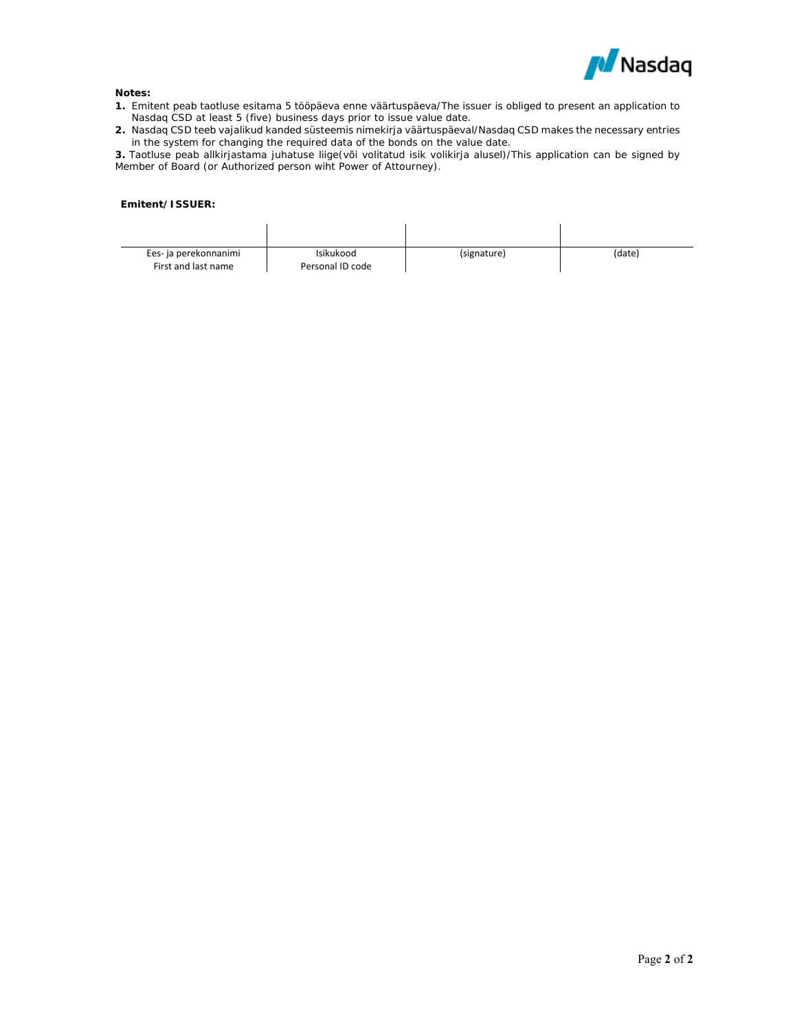**Notes:**

1. Emitent peab taotluse esitama 5 tööpäeva enne väärtuspäeva/The issuer is obliged to present an application to Nasdaq CSD at least 5 (five) business days prior to issue value date.
2. Nasdaq CSD teeb vajalikud kanded süsteemis nimekirja väärtuspäeval/Nasdaq CSD makes the necessary entries in the system for changing the required data of the bonds on the value date.

**3.** Taotluse peab allkirjastama juhatuse liige(või volitatud isik volikirja alusel)/This application can be signed by Member of Board (or Authorized person wiht Power of Attourney).

**Emitent/ISSUER:**

| | | | |
|---|---|---|---|
| | | | |
| Ees- ja perekonnanimi<br>First and last name | Isikukood<br>Personal ID code | (signature) | (date) |